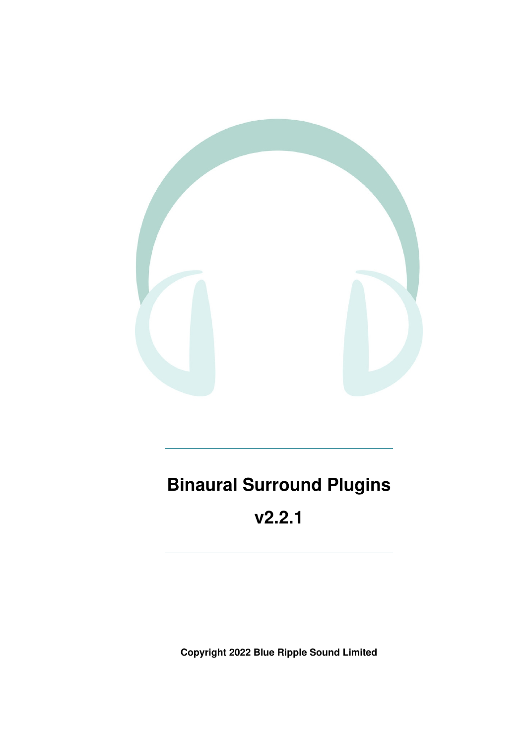# Binaural Surround Plugins

# v2.2.1

**Copyright 2022 Blue Ripple Sound Limited**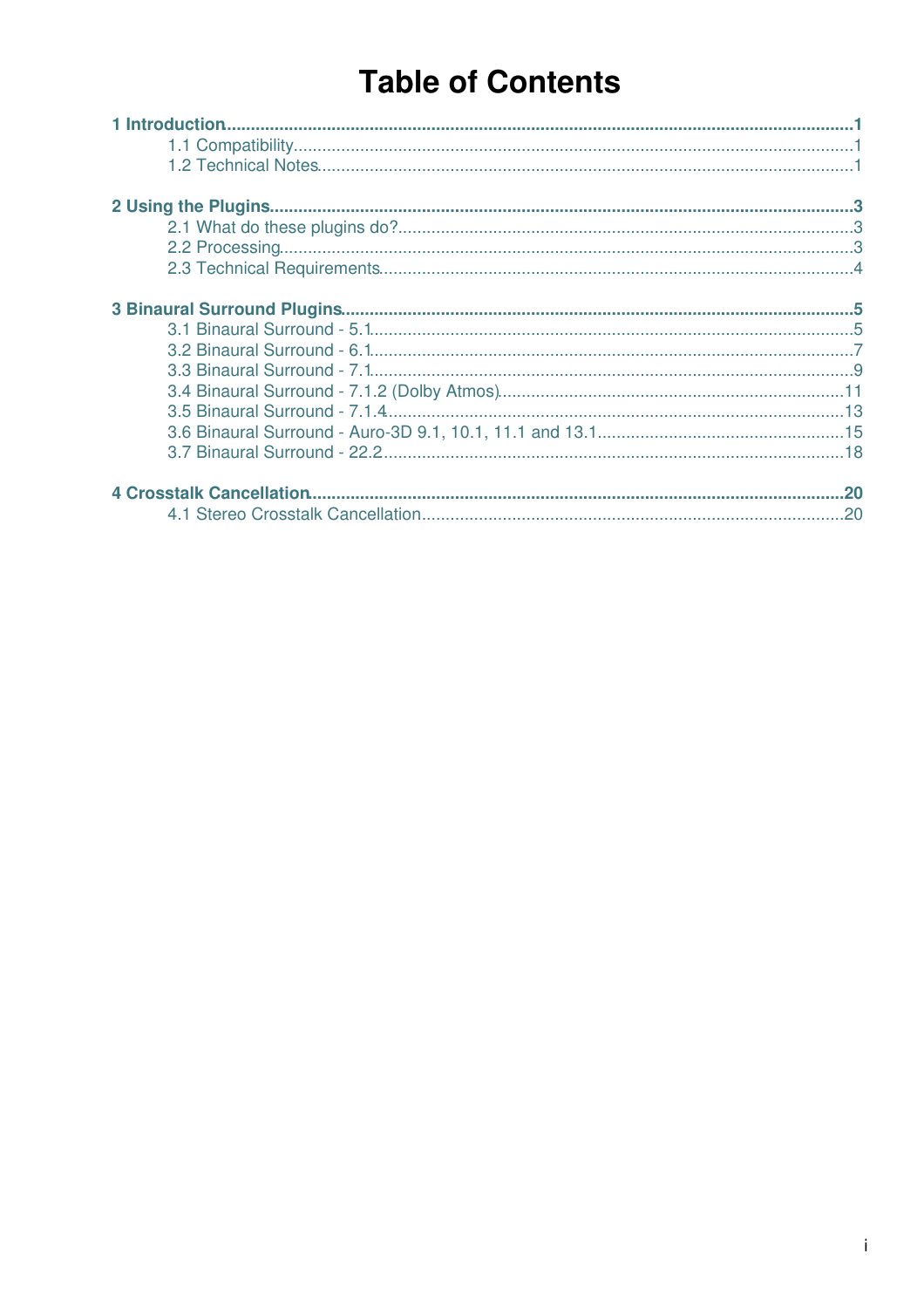# Table of Contents

**1 Introduction** .......... **1**
- 1.1 Compatibility .......... 1
- 1.2 Technical Notes .......... 1

**2 Using the Plugins** .......... **3**
- 2.1 What do these plugins do? .......... 3
- 2.2 Processing .......... 3
- 2.3 Technical Requirements .......... 4

**3 Binaural Surround Plugins** .......... **5**
- 3.1 Binaural Surround - 5.1 .......... 5
- 3.2 Binaural Surround - 6.1 .......... 7
- 3.3 Binaural Surround - 7.1 .......... 9
- 3.4 Binaural Surround - 7.1.2 (Dolby Atmos) .......... 11
- 3.5 Binaural Surround - 7.1.4 .......... 13
- 3.6 Binaural Surround - Auro-3D 9.1, 10.1, 11.1 and 13.1 .......... 15
- 3.7 Binaural Surround - 22.2 .......... 18

**4 Crosstalk Cancellation** .......... **20**
- 4.1 Stereo Crosstalk Cancellation .......... 20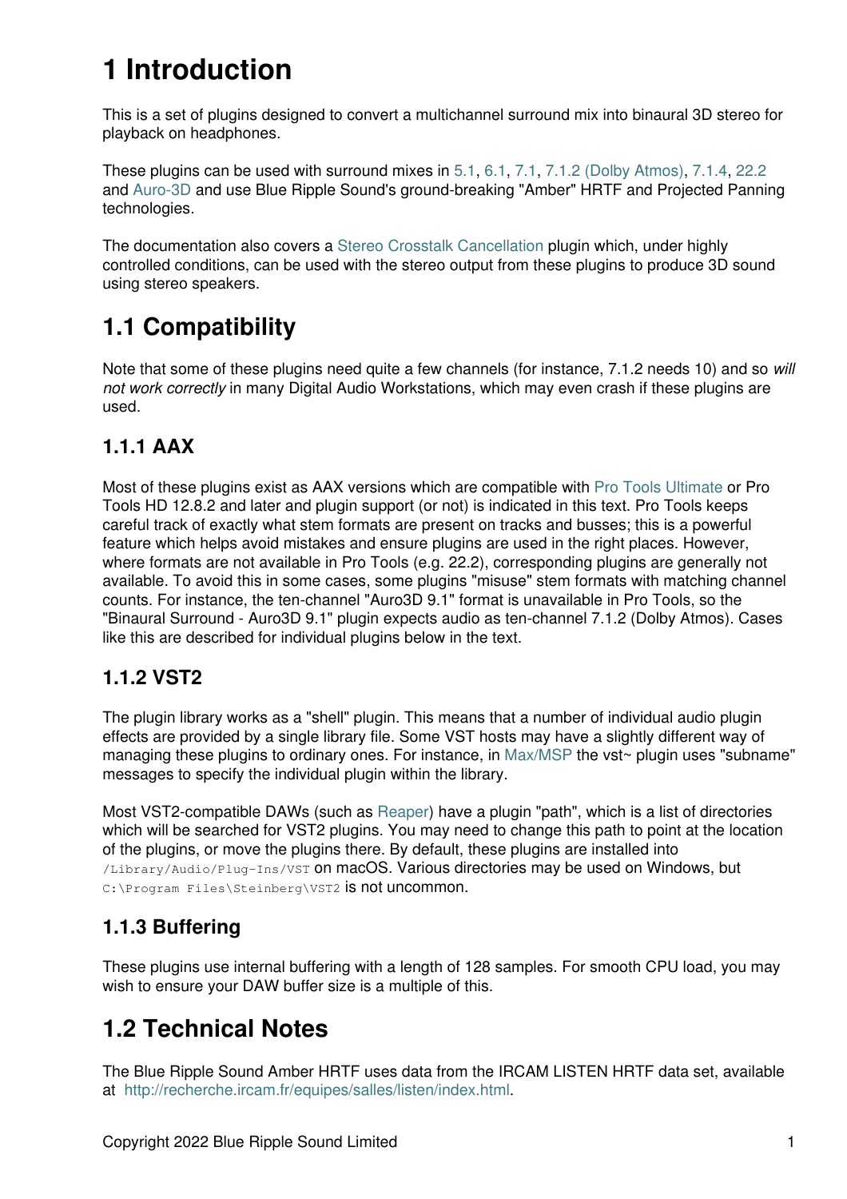# 1 Introduction

This is a set of plugins designed to convert a multichannel surround mix into binaural 3D stereo for playback on headphones.

These plugins can be used with surround mixes in 5.1, 6.1, 7.1, 7.1.2 (Dolby Atmos), 7.1.4, 22.2 and Auro-3D and use Blue Ripple Sound's ground-breaking "Amber" HRTF and Projected Panning technologies.

The documentation also covers a Stereo Crosstalk Cancellation plugin which, under highly controlled conditions, can be used with the stereo output from these plugins to produce 3D sound using stereo speakers.

## 1.1 Compatibility

Note that some of these plugins need quite a few channels (for instance, 7.1.2 needs 10) and so *will not work correctly* in many Digital Audio Workstations, which may even crash if these plugins are used.

### 1.1.1 AAX

Most of these plugins exist as AAX versions which are compatible with Pro Tools Ultimate or Pro Tools HD 12.8.2 and later and plugin support (or not) is indicated in this text. Pro Tools keeps careful track of exactly what stem formats are present on tracks and busses; this is a powerful feature which helps avoid mistakes and ensure plugins are used in the right places. However, where formats are not available in Pro Tools (e.g. 22.2), corresponding plugins are generally not available. To avoid this in some cases, some plugins "misuse" stem formats with matching channel counts. For instance, the ten-channel "Auro3D 9.1" format is unavailable in Pro Tools, so the "Binaural Surround - Auro3D 9.1" plugin expects audio as ten-channel 7.1.2 (Dolby Atmos). Cases like this are described for individual plugins below in the text.

### 1.1.2 VST2

The plugin library works as a "shell" plugin. This means that a number of individual audio plugin effects are provided by a single library file. Some VST hosts may have a slightly different way of managing these plugins to ordinary ones. For instance, in Max/MSP the vst~ plugin uses "subname" messages to specify the individual plugin within the library.

Most VST2-compatible DAWs (such as Reaper) have a plugin "path", which is a list of directories which will be searched for VST2 plugins. You may need to change this path to point at the location of the plugins, or move the plugins there. By default, these plugins are installed into `/Library/Audio/Plug-Ins/VST` on macOS. Various directories may be used on Windows, but `C:\Program Files\Steinberg\VST2` is not uncommon.

### 1.1.3 Buffering

These plugins use internal buffering with a length of 128 samples. For smooth CPU load, you may wish to ensure your DAW buffer size is a multiple of this.

## 1.2 Technical Notes

The Blue Ripple Sound Amber HRTF uses data from the IRCAM LISTEN HRTF data set, available at http://recherche.ircam.fr/equipes/salles/listen/index.html.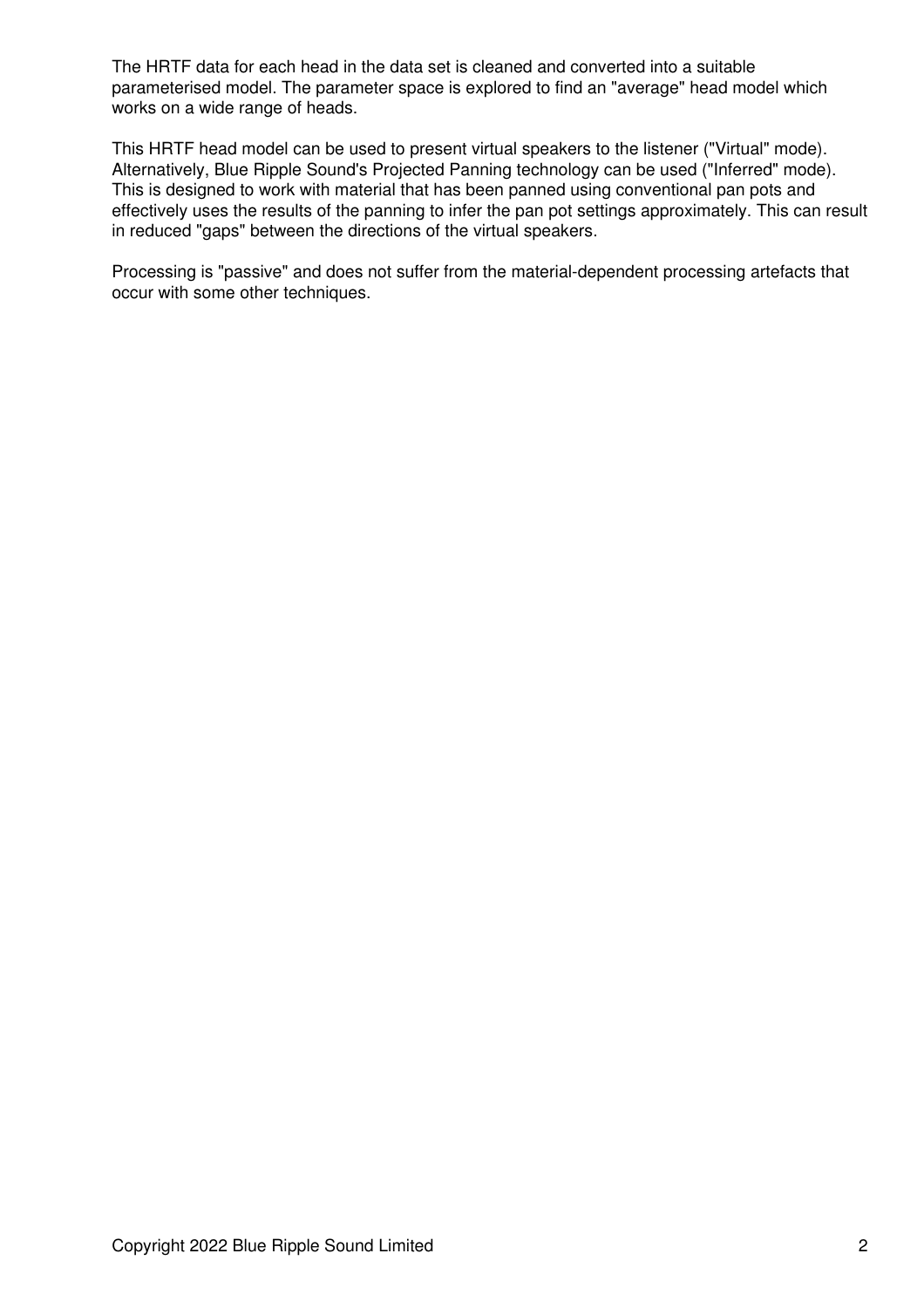The HRTF data for each head in the data set is cleaned and converted into a suitable parameterised model. The parameter space is explored to find an "average" head model which works on a wide range of heads.

This HRTF head model can be used to present virtual speakers to the listener ("Virtual" mode). Alternatively, Blue Ripple Sound's Projected Panning technology can be used ("Inferred" mode). This is designed to work with material that has been panned using conventional pan pots and effectively uses the results of the panning to infer the pan pot settings approximately. This can result in reduced "gaps" between the directions of the virtual speakers.

Processing is "passive" and does not suffer from the material-dependent processing artefacts that occur with some other techniques.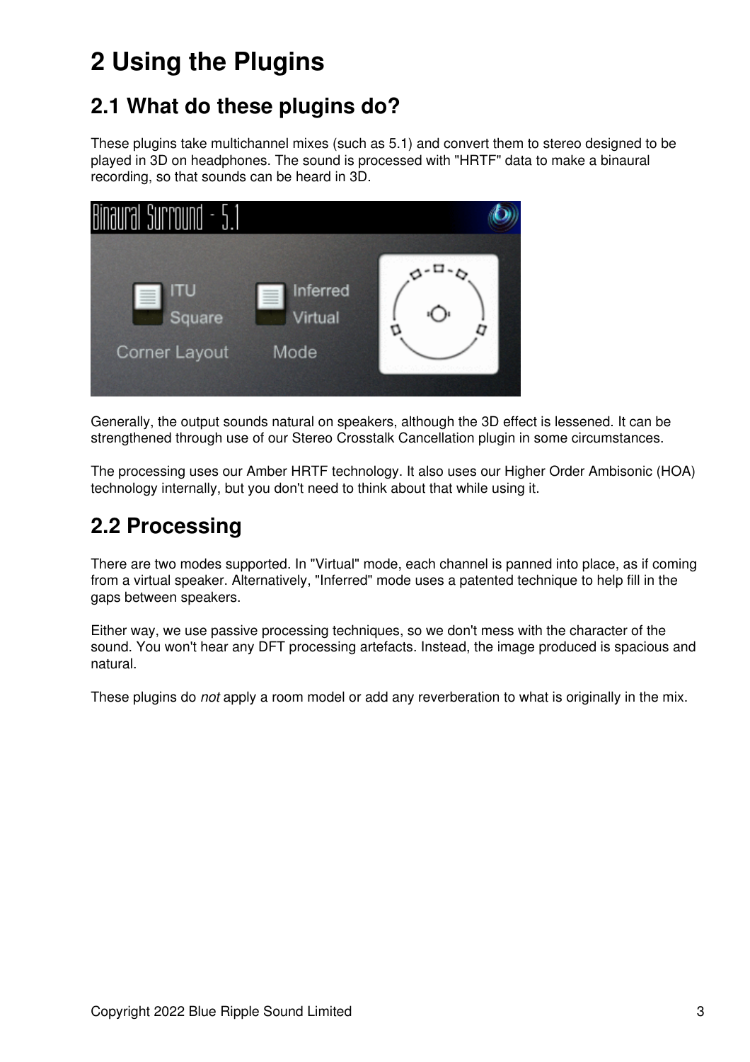# 2 Using the Plugins

## 2.1 What do these plugins do?

These plugins take multichannel mixes (such as 5.1) and convert them to stereo designed to be played in 3D on headphones. The sound is processed with "HRTF" data to make a binaural recording, so that sounds can be heard in 3D.

Generally, the output sounds natural on speakers, although the 3D effect is lessened. It can be strengthened through use of our Stereo Crosstalk Cancellation plugin in some circumstances.

The processing uses our Amber HRTF technology. It also uses our Higher Order Ambisonic (HOA) technology internally, but you don't need to think about that while using it.

## 2.2 Processing

There are two modes supported. In "Virtual" mode, each channel is panned into place, as if coming from a virtual speaker. Alternatively, "Inferred" mode uses a patented technique to help fill in the gaps between speakers.

Either way, we use passive processing techniques, so we don't mess with the character of the sound. You won't hear any DFT processing artefacts. Instead, the image produced is spacious and natural.

These plugins do *not* apply a room model or add any reverberation to what is originally in the mix.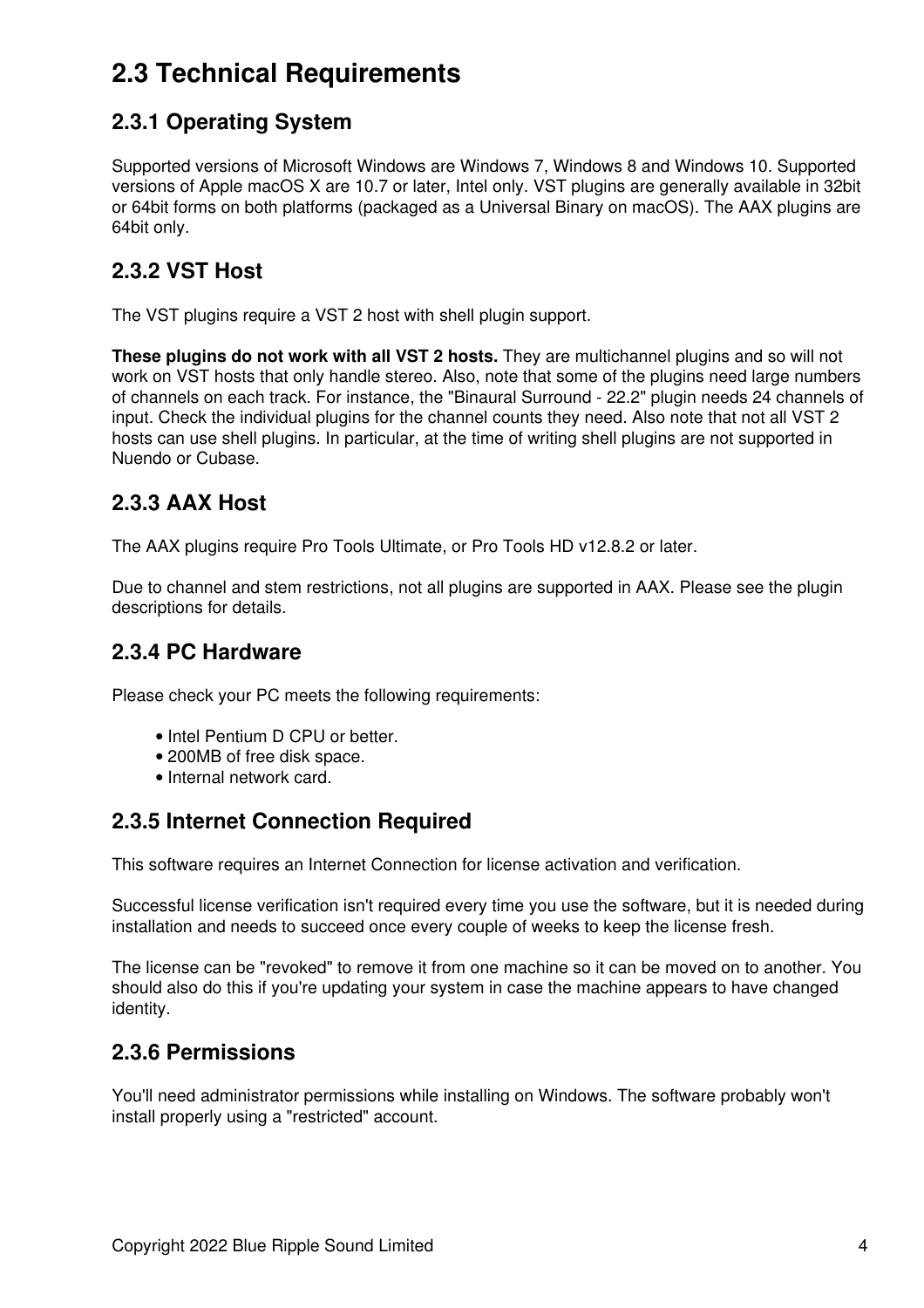## 2.3 Technical Requirements

### 2.3.1 Operating System

Supported versions of Microsoft Windows are Windows 7, Windows 8 and Windows 10. Supported versions of Apple macOS X are 10.7 or later, Intel only. VST plugins are generally available in 32bit or 64bit forms on both platforms (packaged as a Universal Binary on macOS). The AAX plugins are 64bit only.

### 2.3.2 VST Host

The VST plugins require a VST 2 host with shell plugin support.

**These plugins do not work with all VST 2 hosts.** They are multichannel plugins and so will not work on VST hosts that only handle stereo. Also, note that some of the plugins need large numbers of channels on each track. For instance, the "Binaural Surround - 22.2" plugin needs 24 channels of input. Check the individual plugins for the channel counts they need. Also note that not all VST 2 hosts can use shell plugins. In particular, at the time of writing shell plugins are not supported in Nuendo or Cubase.

### 2.3.3 AAX Host

The AAX plugins require Pro Tools Ultimate, or Pro Tools HD v12.8.2 or later.

Due to channel and stem restrictions, not all plugins are supported in AAX. Please see the plugin descriptions for details.

### 2.3.4 PC Hardware

Please check your PC meets the following requirements:

- Intel Pentium D CPU or better.
- 200MB of free disk space.
- Internal network card.

### 2.3.5 Internet Connection Required

This software requires an Internet Connection for license activation and verification.

Successful license verification isn't required every time you use the software, but it is needed during installation and needs to succeed once every couple of weeks to keep the license fresh.

The license can be "revoked" to remove it from one machine so it can be moved on to another. You should also do this if you're updating your system in case the machine appears to have changed identity.

### 2.3.6 Permissions

You'll need administrator permissions while installing on Windows. The software probably won't install properly using a "restricted" account.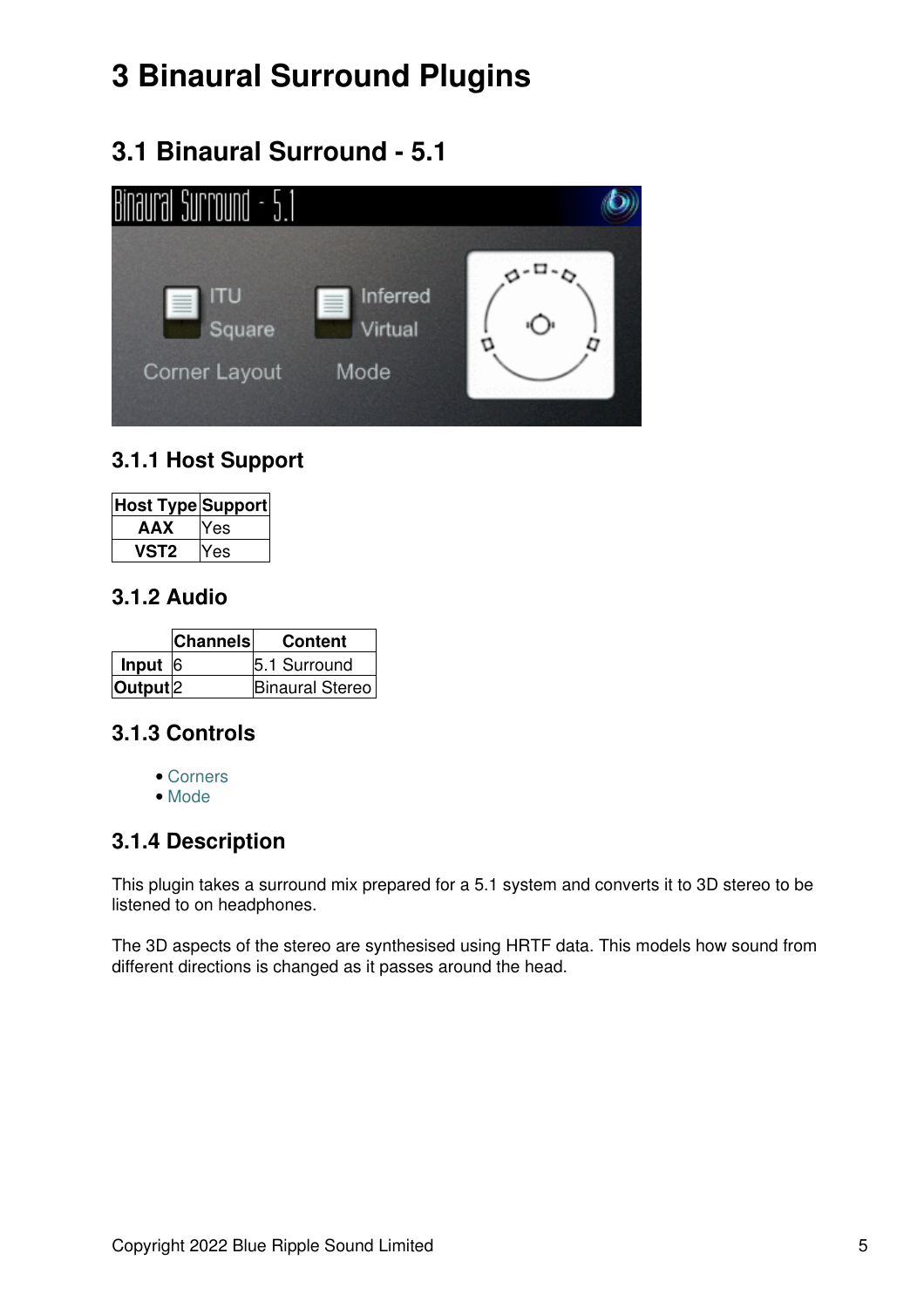# 3 Binaural Surround Plugins

## 3.1 Binaural Surround - 5.1

### 3.1.1 Host Support

| Host Type | Support |
|---|---|
| **AAX** | Yes |
| **VST2** | Yes |

### 3.1.2 Audio

| | Channels | Content |
|---|---|---|
| **Input** | 6 | 5.1 Surround |
| **Output** | 2 | Binaural Stereo |

### 3.1.3 Controls

- Corners
- Mode

### 3.1.4 Description

This plugin takes a surround mix prepared for a 5.1 system and converts it to 3D stereo to be listened to on headphones.

The 3D aspects of the stereo are synthesised using HRTF data. This models how sound from different directions is changed as it passes around the head.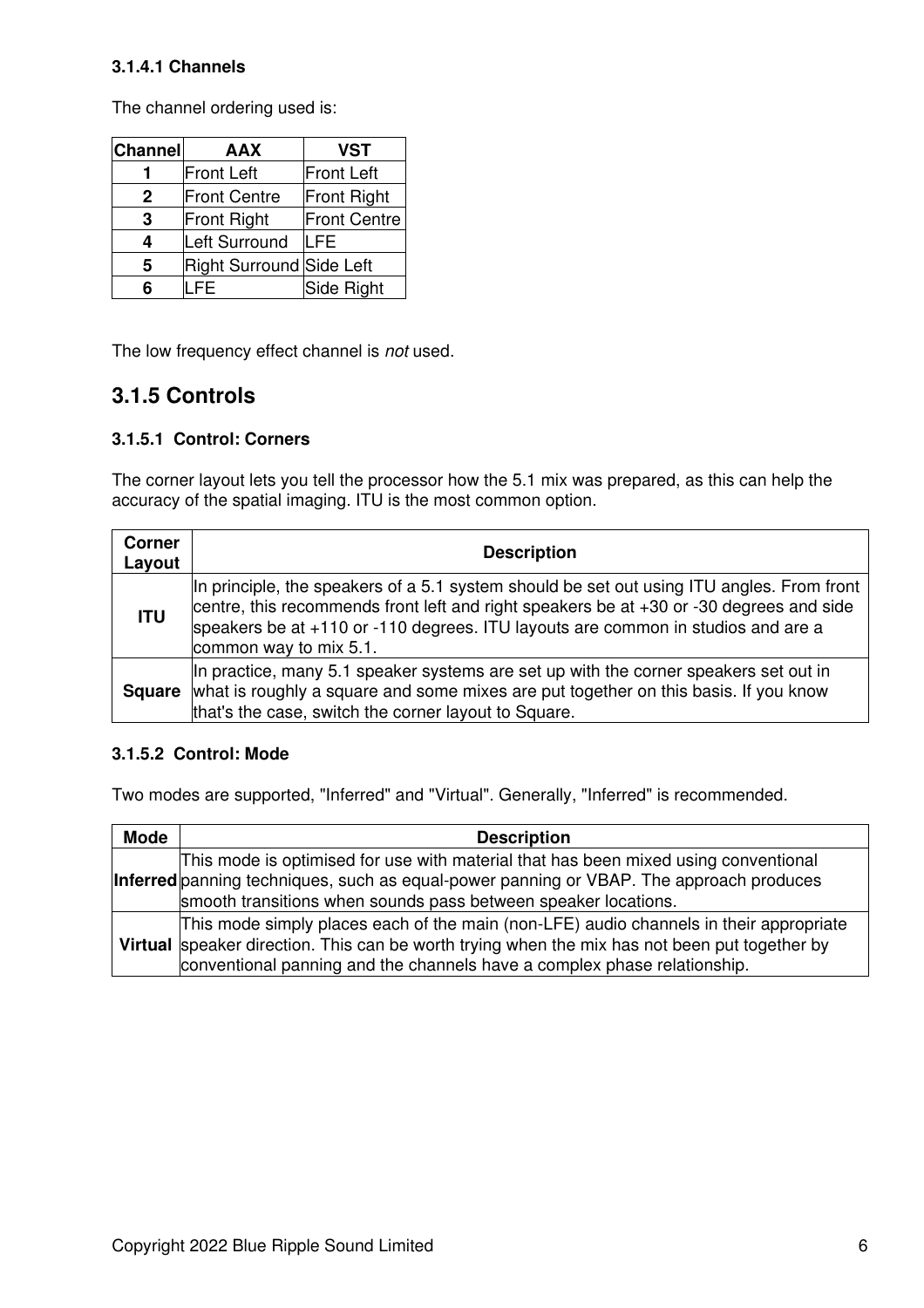#### 3.1.4.1 Channels

The channel ordering used is:

| Channel | AAX | VST |
|---|---|---|
| **1** | Front Left | Front Left |
| **2** | Front Centre | Front Right |
| **3** | Front Right | Front Centre |
| **4** | Left Surround | LFE |
| **5** | Right Surround | Side Left |
| **6** | LFE | Side Right |

The low frequency effect channel is *not* used.

### 3.1.5 Controls

#### 3.1.5.1 Control: Corners

The corner layout lets you tell the processor how the 5.1 mix was prepared, as this can help the accuracy of the spatial imaging. ITU is the most common option.

| Corner Layout | Description |
|---|---|
| **ITU** | In principle, the speakers of a 5.1 system should be set out using ITU angles. From front centre, this recommends front left and right speakers be at +30 or -30 degrees and side speakers be at +110 or -110 degrees. ITU layouts are common in studios and are a common way to mix 5.1. |
| **Square** | In practice, many 5.1 speaker systems are set up with the corner speakers set out in what is roughly a square and some mixes are put together on this basis. If you know that's the case, switch the corner layout to Square. |

#### 3.1.5.2 Control: Mode

Two modes are supported, "Inferred" and "Virtual". Generally, "Inferred" is recommended.

| Mode | Description |
|---|---|
| **Inferred** | This mode is optimised for use with material that has been mixed using conventional panning techniques, such as equal-power panning or VBAP. The approach produces smooth transitions when sounds pass between speaker locations. |
| **Virtual** | This mode simply places each of the main (non-LFE) audio channels in their appropriate speaker direction. This can be worth trying when the mix has not been put together by conventional panning and the channels have a complex phase relationship. |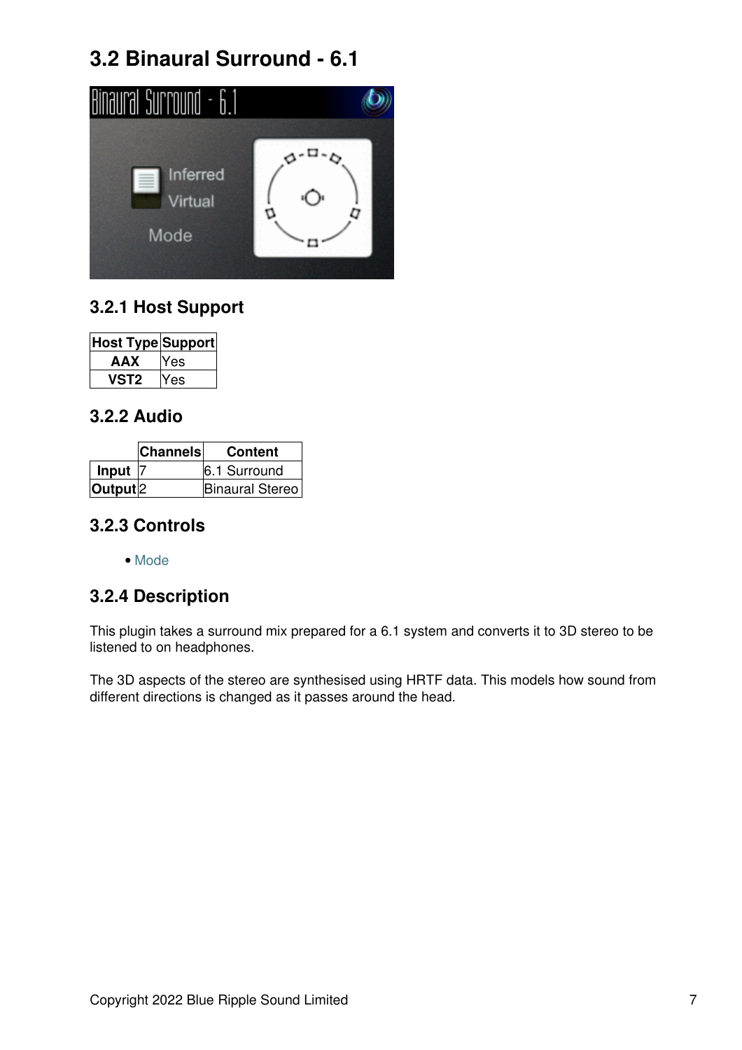## 3.2 Binaural Surround - 6.1

### 3.2.1 Host Support

| Host Type | Support |
|---|---|
| **AAX** | Yes |
| **VST2** | Yes |

### 3.2.2 Audio

| | Channels | Content |
|---|---|---|
| **Input** | 7 | 6.1 Surround |
| **Output** | 2 | Binaural Stereo |

### 3.2.3 Controls

- Mode

### 3.2.4 Description

This plugin takes a surround mix prepared for a 6.1 system and converts it to 3D stereo to be listened to on headphones.

The 3D aspects of the stereo are synthesised using HRTF data. This models how sound from different directions is changed as it passes around the head.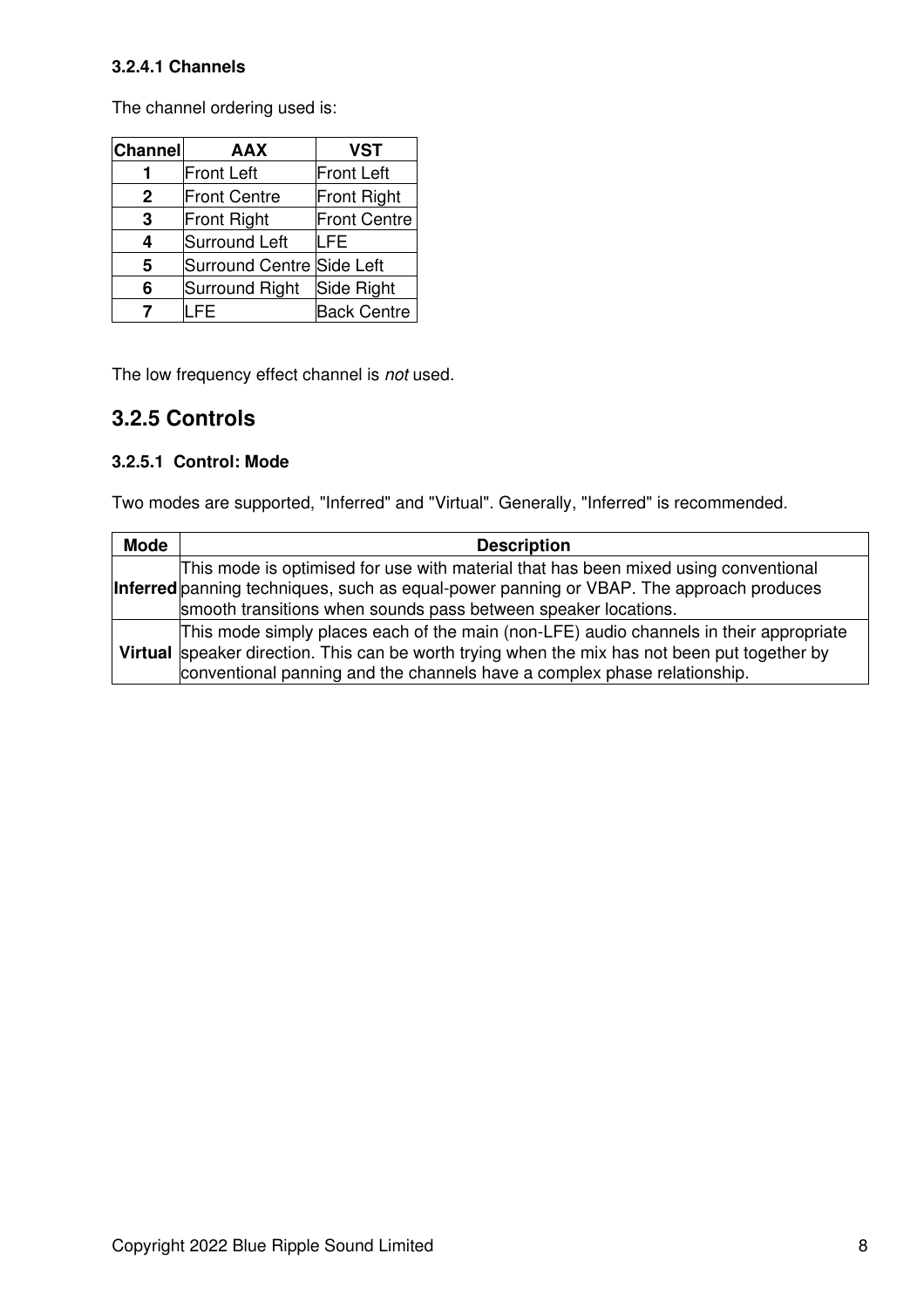#### 3.2.4.1 Channels

The channel ordering used is:

| Channel | AAX | VST |
|---|---|---|
| 1 | Front Left | Front Left |
| 2 | Front Centre | Front Right |
| 3 | Front Right | Front Centre |
| 4 | Surround Left | LFE |
| 5 | Surround Centre | Side Left |
| 6 | Surround Right | Side Right |
| 7 | LFE | Back Centre |

The low frequency effect channel is *not* used.

### 3.2.5 Controls

#### 3.2.5.1 Control: Mode

Two modes are supported, "Inferred" and "Virtual". Generally, "Inferred" is recommended.

| Mode | Description |
|---|---|
| **Inferred** | This mode is optimised for use with material that has been mixed using conventional panning techniques, such as equal-power panning or VBAP. The approach produces smooth transitions when sounds pass between speaker locations. |
| **Virtual** | This mode simply places each of the main (non-LFE) audio channels in their appropriate speaker direction. This can be worth trying when the mix has not been put together by conventional panning and the channels have a complex phase relationship. |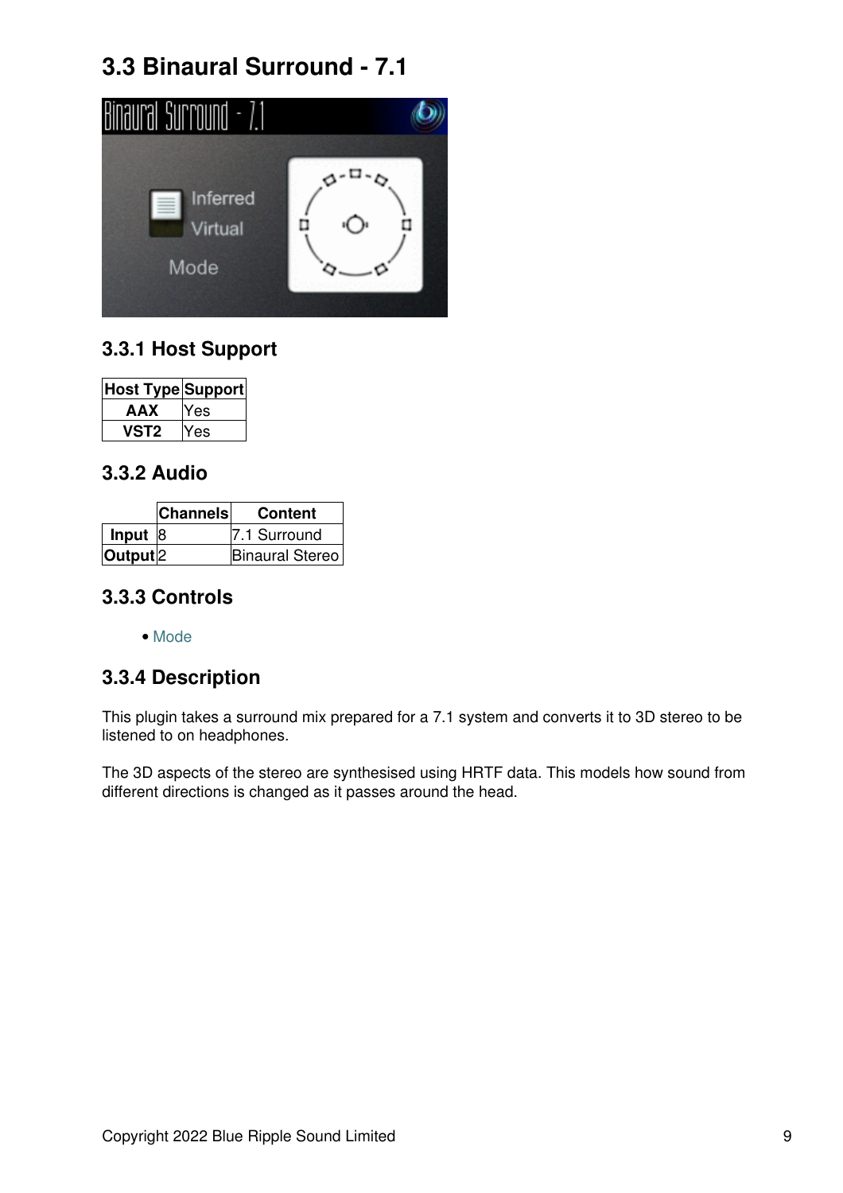## 3.3 Binaural Surround - 7.1

### 3.3.1 Host Support

| Host Type | Support |
|---|---|
| **AAX** | Yes |
| **VST2** | Yes |

### 3.3.2 Audio

| | Channels | Content |
|---|---|---|
| **Input** | 8 | 7.1 Surround |
| **Output** | 2 | Binaural Stereo |

### 3.3.3 Controls

- Mode

### 3.3.4 Description

This plugin takes a surround mix prepared for a 7.1 system and converts it to 3D stereo to be listened to on headphones.

The 3D aspects of the stereo are synthesised using HRTF data. This models how sound from different directions is changed as it passes around the head.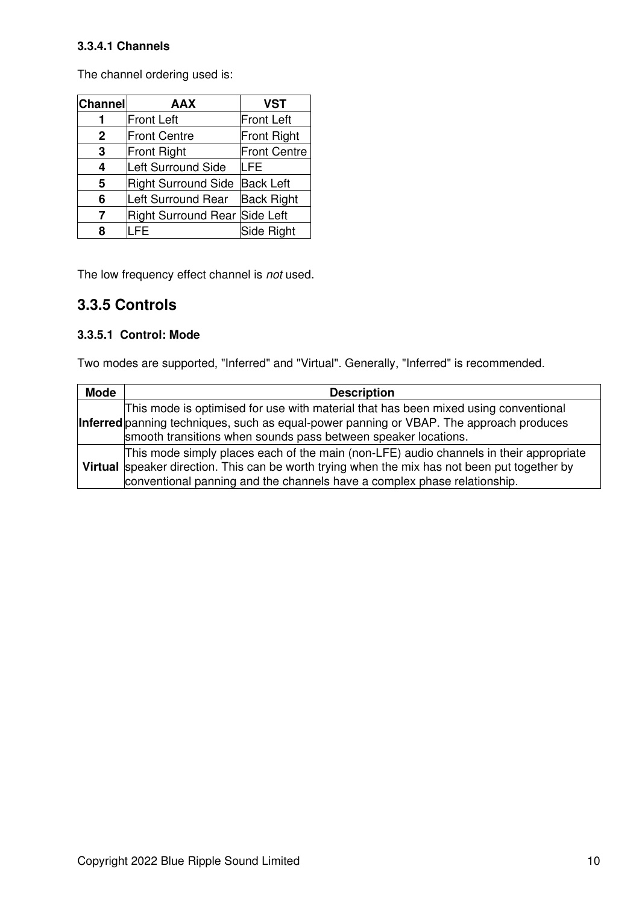#### 3.3.4.1 Channels

The channel ordering used is:

| Channel | AAX | VST |
|---|---|---|
| 1 | Front Left | Front Left |
| 2 | Front Centre | Front Right |
| 3 | Front Right | Front Centre |
| 4 | Left Surround Side | LFE |
| 5 | Right Surround Side | Back Left |
| 6 | Left Surround Rear | Back Right |
| 7 | Right Surround Rear | Side Left |
| 8 | LFE | Side Right |

The low frequency effect channel is *not* used.

### 3.3.5 Controls

#### 3.3.5.1 Control: Mode

Two modes are supported, "Inferred" and "Virtual". Generally, "Inferred" is recommended.

| Mode | Description |
|---|---|
| **Inferred** | This mode is optimised for use with material that has been mixed using conventional panning techniques, such as equal-power panning or VBAP. The approach produces smooth transitions when sounds pass between speaker locations. |
| **Virtual** | This mode simply places each of the main (non-LFE) audio channels in their appropriate speaker direction. This can be worth trying when the mix has not been put together by conventional panning and the channels have a complex phase relationship. |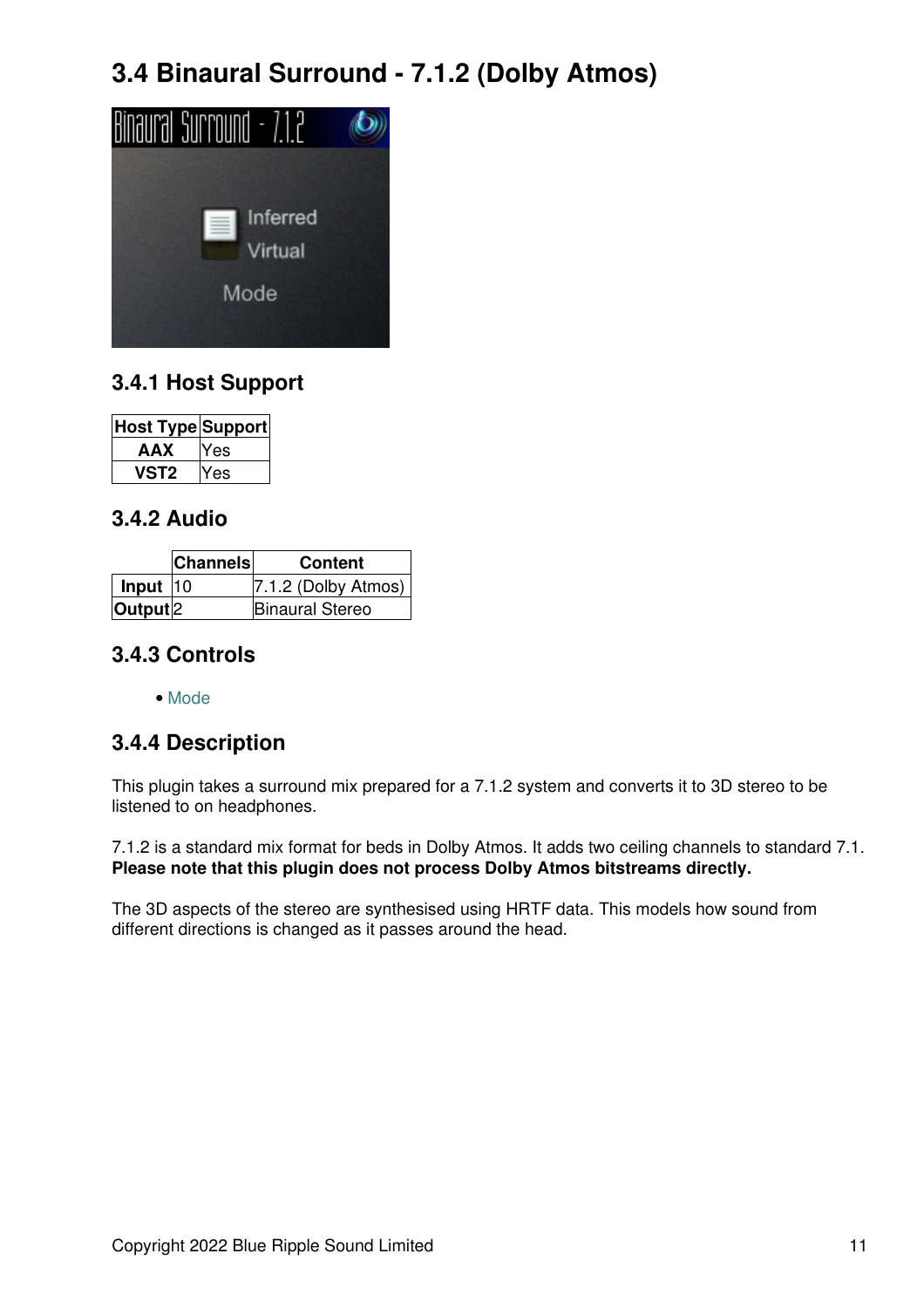# 3.4 Binaural Surround - 7.1.2 (Dolby Atmos)

## 3.4.1 Host Support

| Host Type | Support |
|---|---|
| **AAX** | Yes |
| **VST2** | Yes |

## 3.4.2 Audio

| | Channels | Content |
|---|---|---|
| **Input** | 10 | 7.1.2 (Dolby Atmos) |
| **Output** | 2 | Binaural Stereo |

## 3.4.3 Controls

- Mode

## 3.4.4 Description

This plugin takes a surround mix prepared for a 7.1.2 system and converts it to 3D stereo to be listened to on headphones.

7.1.2 is a standard mix format for beds in Dolby Atmos. It adds two ceiling channels to standard 7.1. **Please note that this plugin does not process Dolby Atmos bitstreams directly.**

The 3D aspects of the stereo are synthesised using HRTF data. This models how sound from different directions is changed as it passes around the head.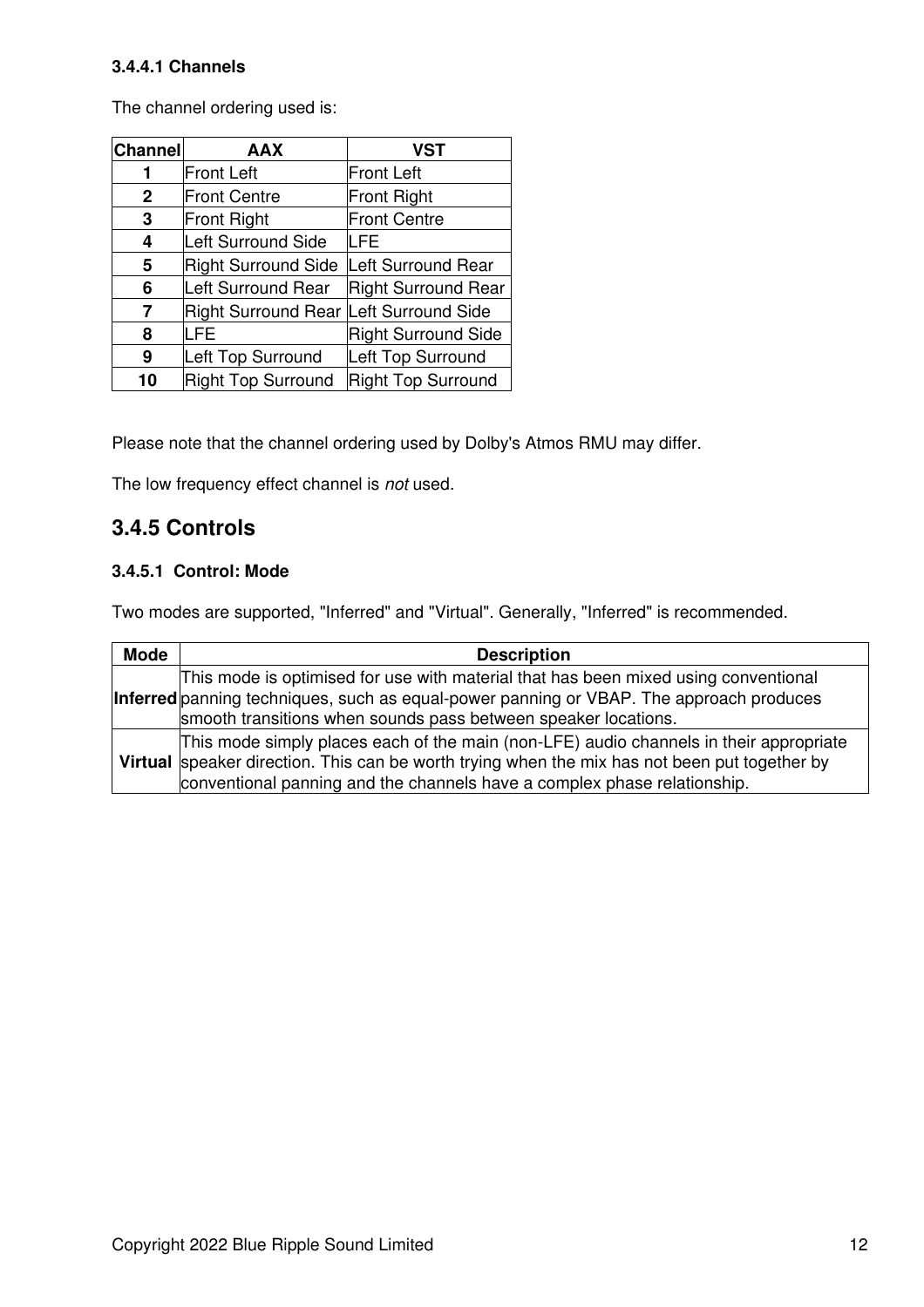#### 3.4.4.1 Channels

The channel ordering used is:

| Channel | AAX | VST |
|---|---|---|
| **1** | Front Left | Front Left |
| **2** | Front Centre | Front Right |
| **3** | Front Right | Front Centre |
| **4** | Left Surround Side | LFE |
| **5** | Right Surround Side | Left Surround Rear |
| **6** | Left Surround Rear | Right Surround Rear |
| **7** | Right Surround Rear | Left Surround Side |
| **8** | LFE | Right Surround Side |
| **9** | Left Top Surround | Left Top Surround |
| **10** | Right Top Surround | Right Top Surround |

Please note that the channel ordering used by Dolby's Atmos RMU may differ.

The low frequency effect channel is *not* used.

### 3.4.5 Controls

#### 3.4.5.1 Control: Mode

Two modes are supported, "Inferred" and "Virtual". Generally, "Inferred" is recommended.

| Mode | Description |
|---|---|
| **Inferred** | This mode is optimised for use with material that has been mixed using conventional panning techniques, such as equal-power panning or VBAP. The approach produces smooth transitions when sounds pass between speaker locations. |
| **Virtual** | This mode simply places each of the main (non-LFE) audio channels in their appropriate speaker direction. This can be worth trying when the mix has not been put together by conventional panning and the channels have a complex phase relationship. |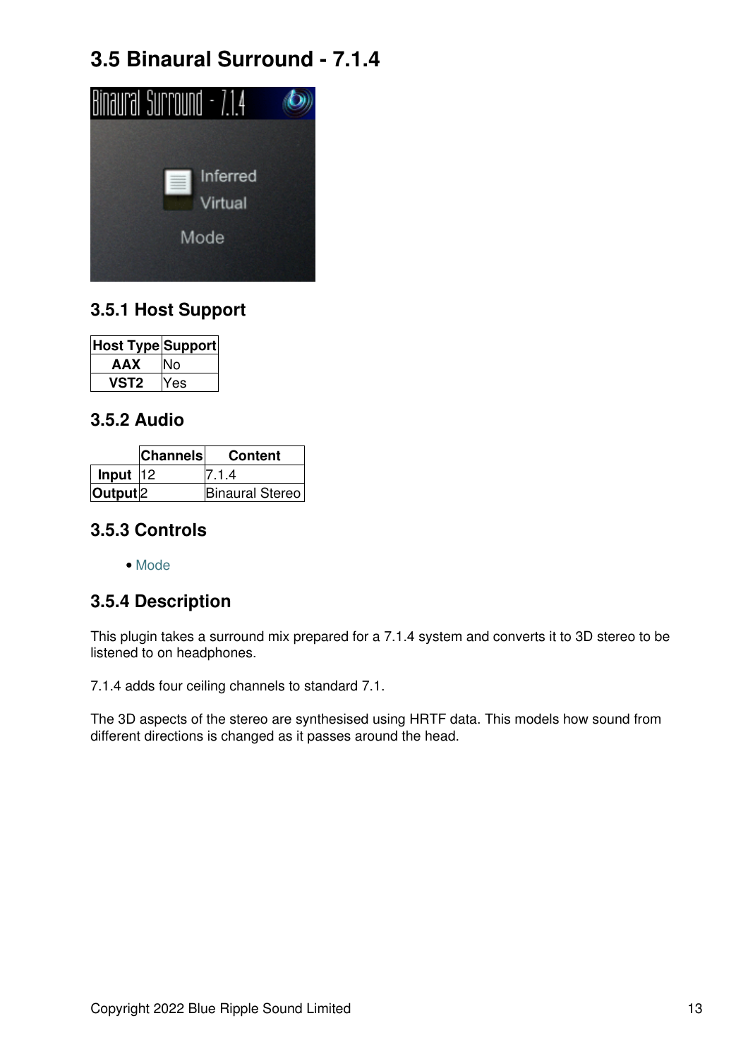## 3.5 Binaural Surround - 7.1.4

### 3.5.1 Host Support

| Host Type | Support |
|---|---|
| **AAX** | No |
| **VST2** | Yes |

### 3.5.2 Audio

| | Channels | Content |
|---|---|---|
| **Input** | 12 | 7.1.4 |
| **Output** | 2 | Binaural Stereo |

### 3.5.3 Controls

- Mode

### 3.5.4 Description

This plugin takes a surround mix prepared for a 7.1.4 system and converts it to 3D stereo to be listened to on headphones.

7.1.4 adds four ceiling channels to standard 7.1.

The 3D aspects of the stereo are synthesised using HRTF data. This models how sound from different directions is changed as it passes around the head.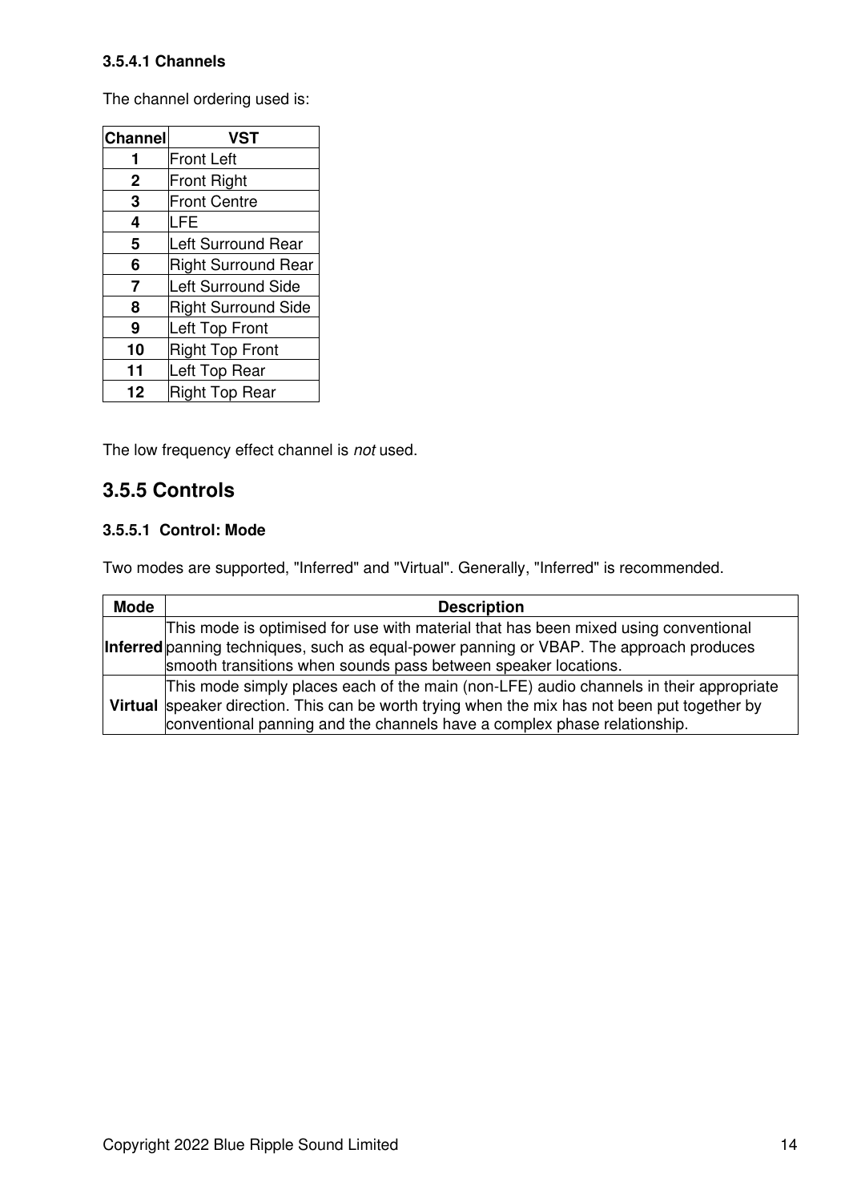#### 3.5.4.1 Channels

The channel ordering used is:

| Channel | VST |
|---|---|
| **1** | Front Left |
| **2** | Front Right |
| **3** | Front Centre |
| **4** | LFE |
| **5** | Left Surround Rear |
| **6** | Right Surround Rear |
| **7** | Left Surround Side |
| **8** | Right Surround Side |
| **9** | Left Top Front |
| **10** | Right Top Front |
| **11** | Left Top Rear |
| **12** | Right Top Rear |

The low frequency effect channel is *not* used.

### 3.5.5 Controls

#### 3.5.5.1 Control: Mode

Two modes are supported, "Inferred" and "Virtual". Generally, "Inferred" is recommended.

| Mode | Description |
|---|---|
| **Inferred** | This mode is optimised for use with material that has been mixed using conventional panning techniques, such as equal-power panning or VBAP. The approach produces smooth transitions when sounds pass between speaker locations. |
| **Virtual** | This mode simply places each of the main (non-LFE) audio channels in their appropriate speaker direction. This can be worth trying when the mix has not been put together by conventional panning and the channels have a complex phase relationship. |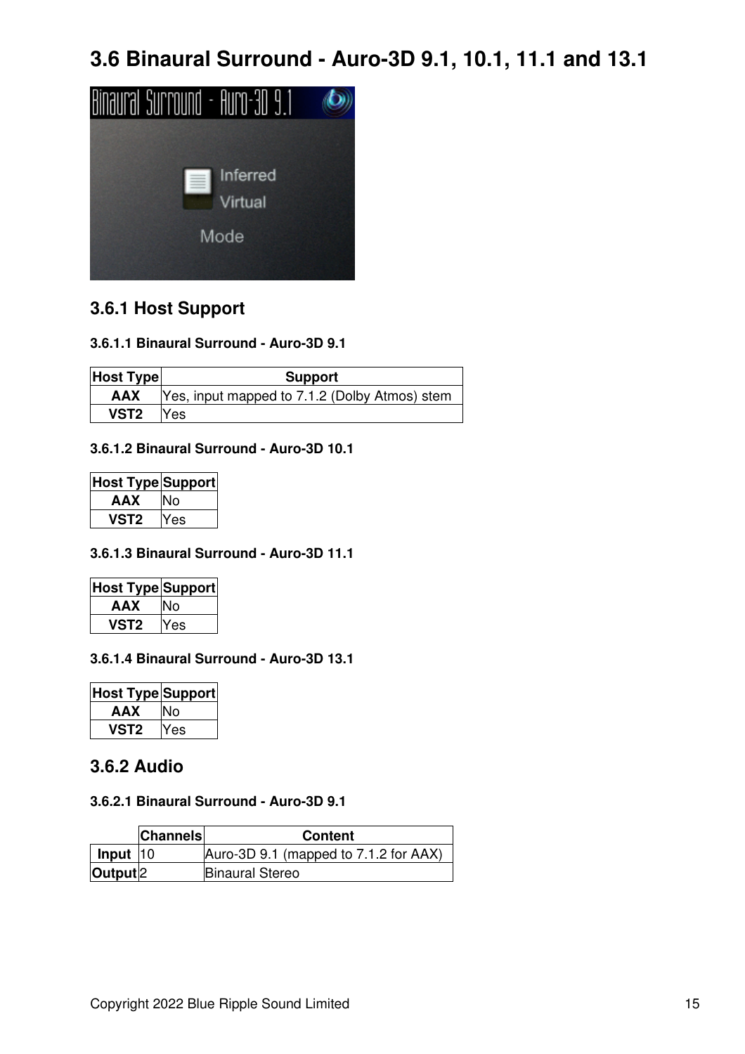# 3.6 Binaural Surround - Auro-3D 9.1, 10.1, 11.1 and 13.1

## 3.6.1 Host Support

### 3.6.1.1 Binaural Surround - Auro-3D 9.1

| Host Type | Support |
|---|---|
| **AAX** | Yes, input mapped to 7.1.2 (Dolby Atmos) stem |
| **VST2** | Yes |

### 3.6.1.2 Binaural Surround - Auro-3D 10.1

| Host Type | Support |
|---|---|
| **AAX** | No |
| **VST2** | Yes |

### 3.6.1.3 Binaural Surround - Auro-3D 11.1

| Host Type | Support |
|---|---|
| **AAX** | No |
| **VST2** | Yes |

### 3.6.1.4 Binaural Surround - Auro-3D 13.1

| Host Type | Support |
|---|---|
| **AAX** | No |
| **VST2** | Yes |

## 3.6.2 Audio

### 3.6.2.1 Binaural Surround - Auro-3D 9.1

| | Channels | Content |
|---|---|---|
| **Input** | 10 | Auro-3D 9.1 (mapped to 7.1.2 for AAX) |
| **Output** | 2 | Binaural Stereo |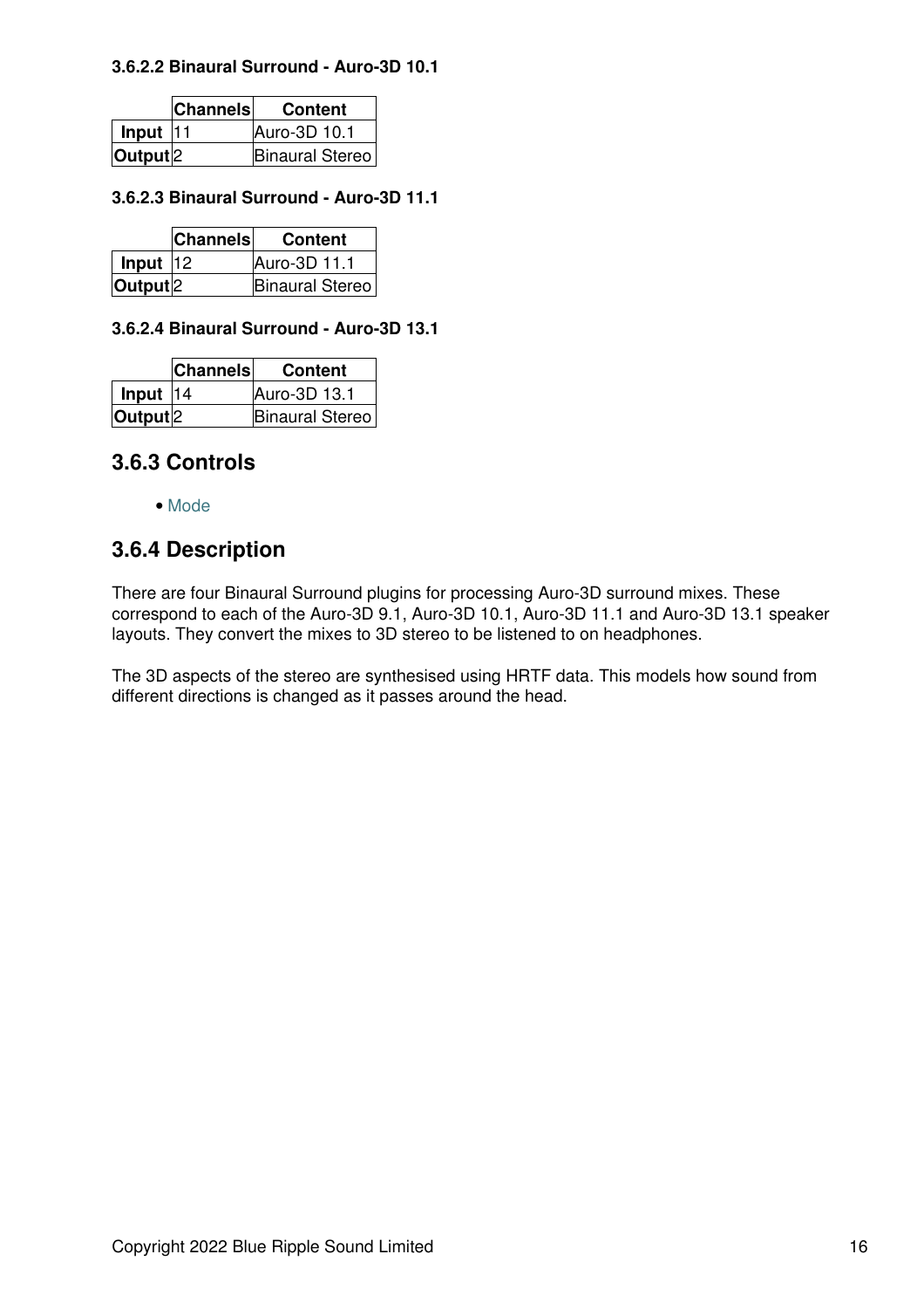#### 3.6.2.2 Binaural Surround - Auro-3D 10.1

| | Channels | Content |
|---|---|---|
| **Input** | 11 | Auro-3D 10.1 |
| **Output** | 2 | Binaural Stereo |

#### 3.6.2.3 Binaural Surround - Auro-3D 11.1

| | Channels | Content |
|---|---|---|
| **Input** | 12 | Auro-3D 11.1 |
| **Output** | 2 | Binaural Stereo |

#### 3.6.2.4 Binaural Surround - Auro-3D 13.1

| | Channels | Content |
|---|---|---|
| **Input** | 14 | Auro-3D 13.1 |
| **Output** | 2 | Binaural Stereo |

## 3.6.3 Controls

- Mode

## 3.6.4 Description

There are four Binaural Surround plugins for processing Auro-3D surround mixes. These correspond to each of the Auro-3D 9.1, Auro-3D 10.1, Auro-3D 11.1 and Auro-3D 13.1 speaker layouts. They convert the mixes to 3D stereo to be listened to on headphones.

The 3D aspects of the stereo are synthesised using HRTF data. This models how sound from different directions is changed as it passes around the head.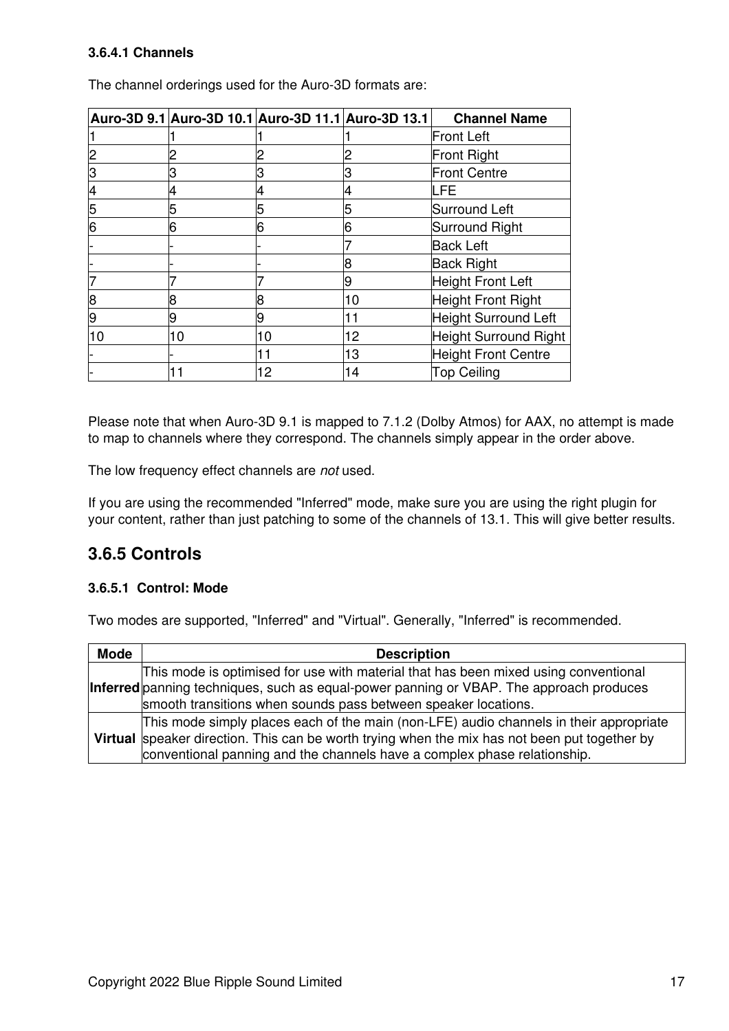#### 3.6.4.1 Channels

The channel orderings used for the Auro-3D formats are:

| Auro-3D 9.1 | Auro-3D 10.1 | Auro-3D 11.1 | Auro-3D 13.1 | Channel Name |
|---|---|---|---|---|
| 1 | 1 | 1 | 1 | Front Left |
| 2 | 2 | 2 | 2 | Front Right |
| 3 | 3 | 3 | 3 | Front Centre |
| 4 | 4 | 4 | 4 | LFE |
| 5 | 5 | 5 | 5 | Surround Left |
| 6 | 6 | 6 | 6 | Surround Right |
| - | - | - | 7 | Back Left |
| - | - | - | 8 | Back Right |
| 7 | 7 | 7 | 9 | Height Front Left |
| 8 | 8 | 8 | 10 | Height Front Right |
| 9 | 9 | 9 | 11 | Height Surround Left |
| 10 | 10 | 10 | 12 | Height Surround Right |
| - | - | 11 | 13 | Height Front Centre |
| - | 11 | 12 | 14 | Top Ceiling |

Please note that when Auro-3D 9.1 is mapped to 7.1.2 (Dolby Atmos) for AAX, no attempt is made to map to channels where they correspond. The channels simply appear in the order above.

The low frequency effect channels are *not* used.

If you are using the recommended "Inferred" mode, make sure you are using the right plugin for your content, rather than just patching to some of the channels of 13.1. This will give better results.

## 3.6.5 Controls

#### 3.6.5.1 Control: Mode

Two modes are supported, "Inferred" and "Virtual". Generally, "Inferred" is recommended.

| Mode | Description |
|---|---|
| **Inferred** | This mode is optimised for use with material that has been mixed using conventional panning techniques, such as equal-power panning or VBAP. The approach produces smooth transitions when sounds pass between speaker locations. |
| **Virtual** | This mode simply places each of the main (non-LFE) audio channels in their appropriate speaker direction. This can be worth trying when the mix has not been put together by conventional panning and the channels have a complex phase relationship. |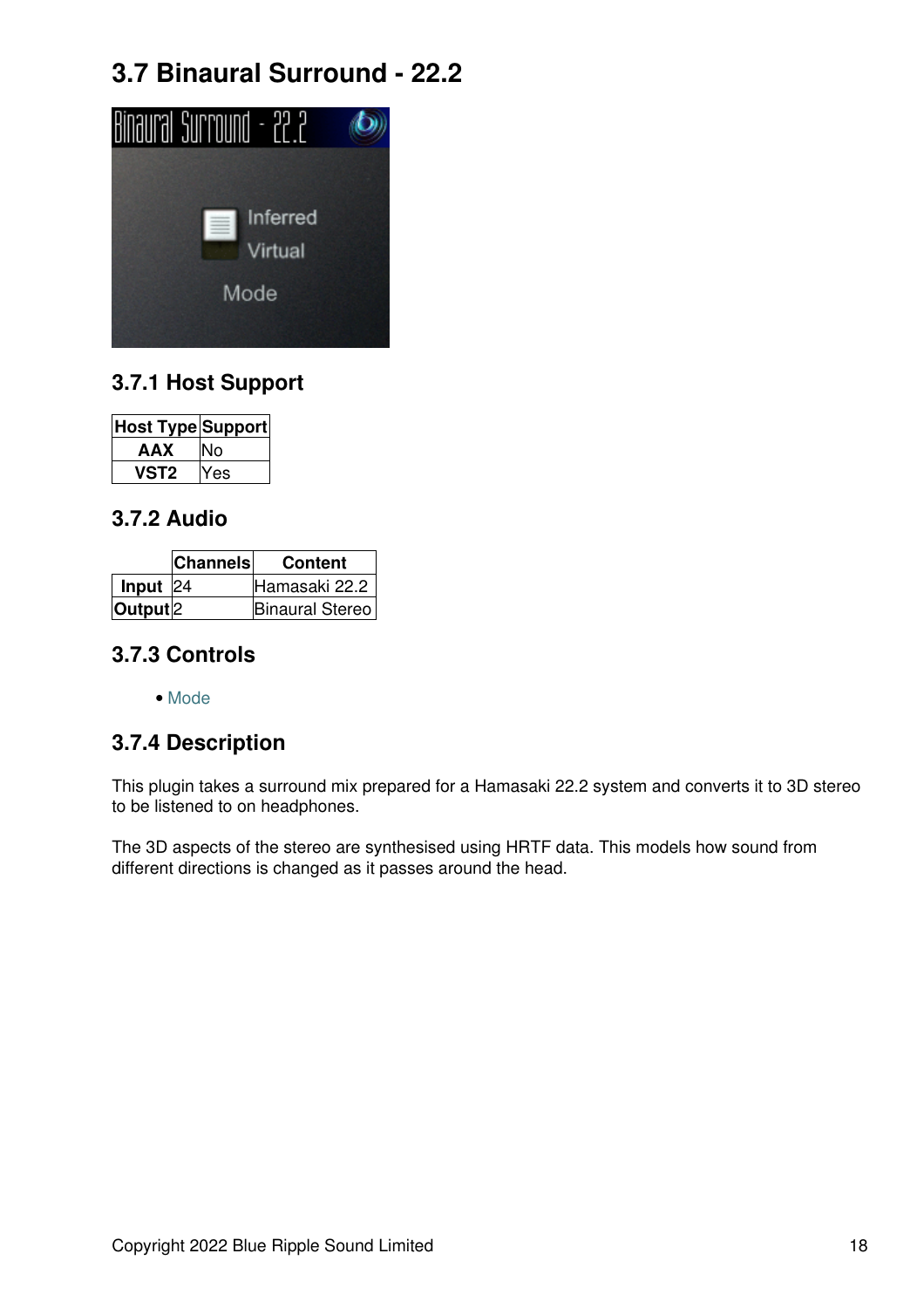## 3.7 Binaural Surround - 22.2

### 3.7.1 Host Support

| Host Type | Support |
|---|---|
| **AAX** | No |
| **VST2** | Yes |

### 3.7.2 Audio

| | Channels | Content |
|---|---|---|
| **Input** | 24 | Hamasaki 22.2 |
| **Output** | 2 | Binaural Stereo |

### 3.7.3 Controls

- Mode

### 3.7.4 Description

This plugin takes a surround mix prepared for a Hamasaki 22.2 system and converts it to 3D stereo to be listened to on headphones.

The 3D aspects of the stereo are synthesised using HRTF data. This models how sound from different directions is changed as it passes around the head.

Copyright 2022 Blue Ripple Sound Limited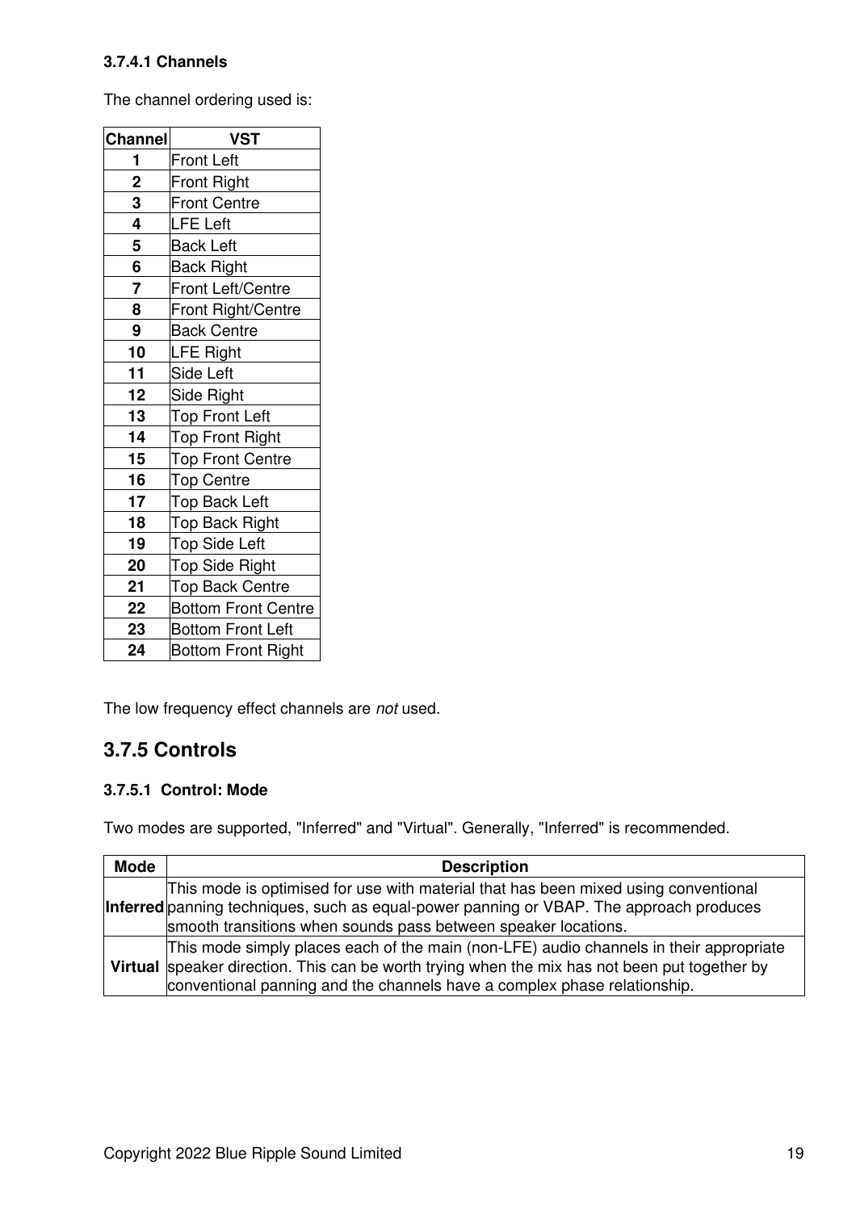#### 3.7.4.1 Channels

The channel ordering used is:

| Channel | VST |
|---|---|
| **1** | Front Left |
| **2** | Front Right |
| **3** | Front Centre |
| **4** | LFE Left |
| **5** | Back Left |
| **6** | Back Right |
| **7** | Front Left/Centre |
| **8** | Front Right/Centre |
| **9** | Back Centre |
| **10** | LFE Right |
| **11** | Side Left |
| **12** | Side Right |
| **13** | Top Front Left |
| **14** | Top Front Right |
| **15** | Top Front Centre |
| **16** | Top Centre |
| **17** | Top Back Left |
| **18** | Top Back Right |
| **19** | Top Side Left |
| **20** | Top Side Right |
| **21** | Top Back Centre |
| **22** | Bottom Front Centre |
| **23** | Bottom Front Left |
| **24** | Bottom Front Right |

The low frequency effect channels are *not* used.

### 3.7.5 Controls

#### 3.7.5.1 Control: Mode

Two modes are supported, "Inferred" and "Virtual". Generally, "Inferred" is recommended.

| Mode | Description |
|---|---|
| **Inferred** | This mode is optimised for use with material that has been mixed using conventional panning techniques, such as equal-power panning or VBAP. The approach produces smooth transitions when sounds pass between speaker locations. |
| **Virtual** | This mode simply places each of the main (non-LFE) audio channels in their appropriate speaker direction. This can be worth trying when the mix has not been put together by conventional panning and the channels have a complex phase relationship. |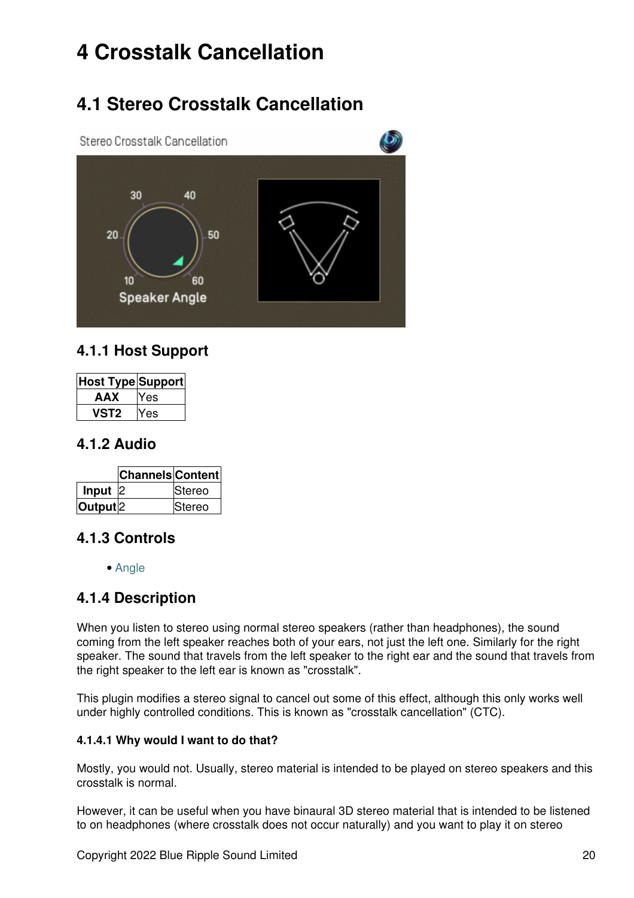# 4 Crosstalk Cancellation

## 4.1 Stereo Crosstalk Cancellation

### 4.1.1 Host Support

| Host Type | Support |
|---|---|
| **AAX** | Yes |
| **VST2** | Yes |

### 4.1.2 Audio

| | Channels | Content |
|---|---|---|
| **Input** | 2 | Stereo |
| **Output** | 2 | Stereo |

### 4.1.3 Controls

- Angle

### 4.1.4 Description

When you listen to stereo using normal stereo speakers (rather than headphones), the sound coming from the left speaker reaches both of your ears, not just the left one. Similarly for the right speaker. The sound that travels from the left speaker to the right ear and the sound that travels from the right speaker to the left ear is known as "crosstalk".

This plugin modifies a stereo signal to cancel out some of this effect, although this only works well under highly controlled conditions. This is known as "crosstalk cancellation" (CTC).

#### 4.1.4.1 Why would I want to do that?

Mostly, you would not. Usually, stereo material is intended to be played on stereo speakers and this crosstalk is normal.

However, it can be useful when you have binaural 3D stereo material that is intended to be listened to on headphones (where crosstalk does not occur naturally) and you want to play it on stereo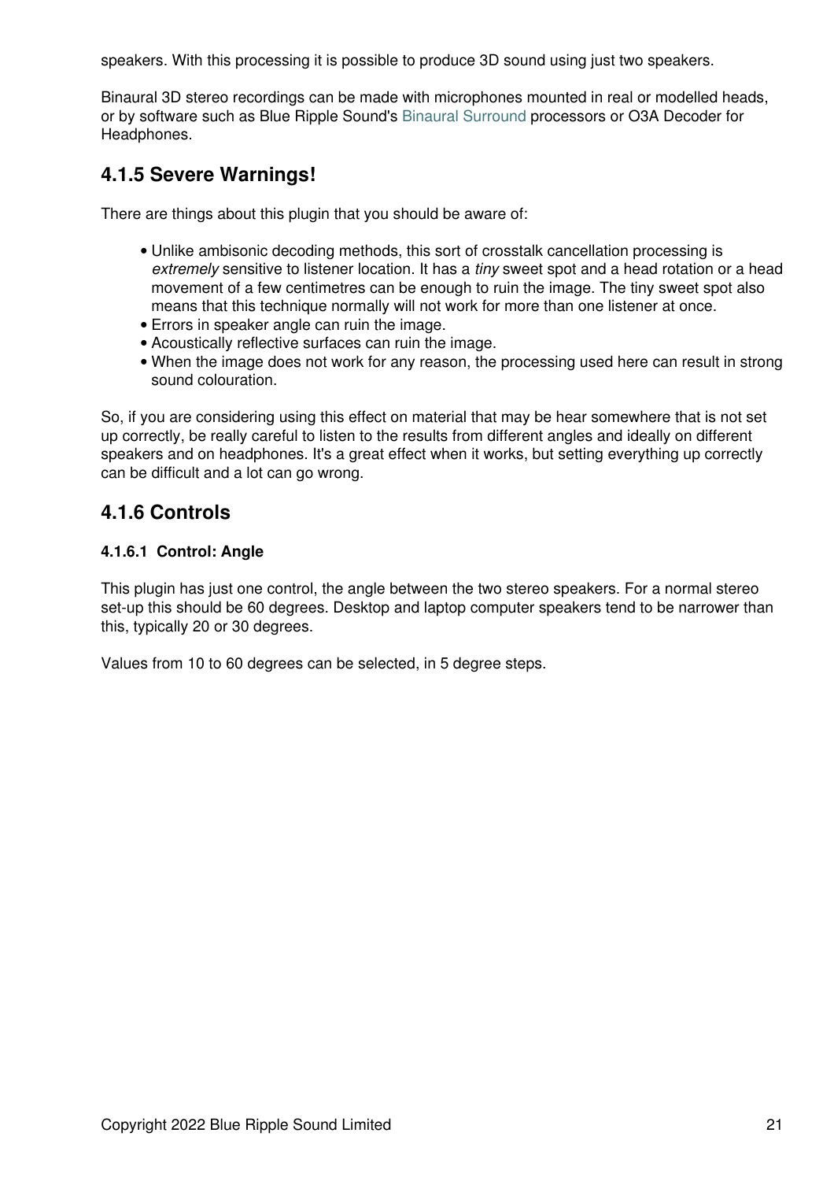speakers. With this processing it is possible to produce 3D sound using just two speakers.

Binaural 3D stereo recordings can be made with microphones mounted in real or modelled heads, or by software such as Blue Ripple Sound's Binaural Surround processors or O3A Decoder for Headphones.

### 4.1.5 Severe Warnings!

There are things about this plugin that you should be aware of:

- Unlike ambisonic decoding methods, this sort of crosstalk cancellation processing is *extremely* sensitive to listener location. It has a *tiny* sweet spot and a head rotation or a head movement of a few centimetres can be enough to ruin the image. The tiny sweet spot also means that this technique normally will not work for more than one listener at once.
- Errors in speaker angle can ruin the image.
- Acoustically reflective surfaces can ruin the image.
- When the image does not work for any reason, the processing used here can result in strong sound colouration.

So, if you are considering using this effect on material that may be hear somewhere that is not set up correctly, be really careful to listen to the results from different angles and ideally on different speakers and on headphones. It's a great effect when it works, but setting everything up correctly can be difficult and a lot can go wrong.

### 4.1.6 Controls

#### 4.1.6.1 Control: Angle

This plugin has just one control, the angle between the two stereo speakers. For a normal stereo set-up this should be 60 degrees. Desktop and laptop computer speakers tend to be narrower than this, typically 20 or 30 degrees.

Values from 10 to 60 degrees can be selected, in 5 degree steps.